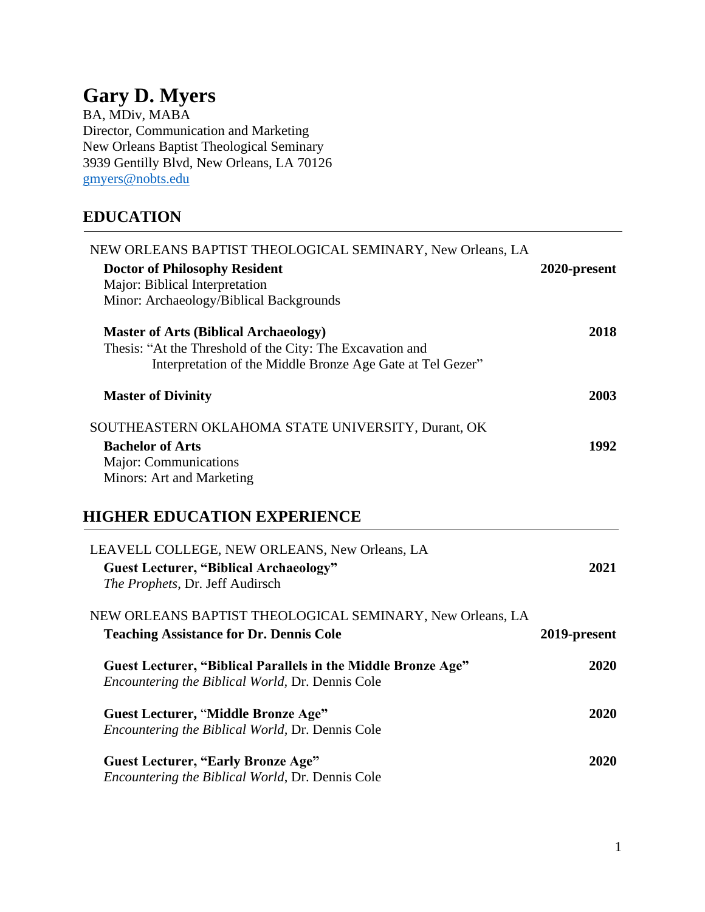# Gary D. Myers

BA, MDiv, MABA
Director, Communication and Marketing
New Orleans Baptist Theological Seminary
3939 Gentilly Blvd, New Orleans, LA 70126
gmyers@nobts.edu

## EDUCATION

NEW ORLEANS BAPTIST THEOLOGICAL SEMINARY, New Orleans, LA

**Doctor of Philosophy Resident** — **2020-present**
Major: Biblical Interpretation
Minor: Archaeology/Biblical Backgrounds

**Master of Arts (Biblical Archaeology)** — **2018**
Thesis: "At the Threshold of the City: The Excavation and Interpretation of the Middle Bronze Age Gate at Tel Gezer"

**Master of Divinity** — **2003**

SOUTHEASTERN OKLAHOMA STATE UNIVERSITY, Durant, OK

**Bachelor of Arts** — **1992**
Major: Communications
Minors: Art and Marketing

## HIGHER EDUCATION EXPERIENCE

LEAVELL COLLEGE, NEW ORLEANS, New Orleans, LA

**Guest Lecturer, "Biblical Archaeology"** — **2021**
*The Prophets*, Dr. Jeff Audirsch

NEW ORLEANS BAPTIST THEOLOGICAL SEMINARY, New Orleans, LA

**Teaching Assistance for Dr. Dennis Cole** — **2019-present**

**Guest Lecturer, "Biblical Parallels in the Middle Bronze Age"** — **2020**
*Encountering the Biblical World,* Dr. Dennis Cole

**Guest Lecturer, "Middle Bronze Age"** — **2020**
*Encountering the Biblical World,* Dr. Dennis Cole

**Guest Lecturer, "Early Bronze Age"** — **2020**
*Encountering the Biblical World,* Dr. Dennis Cole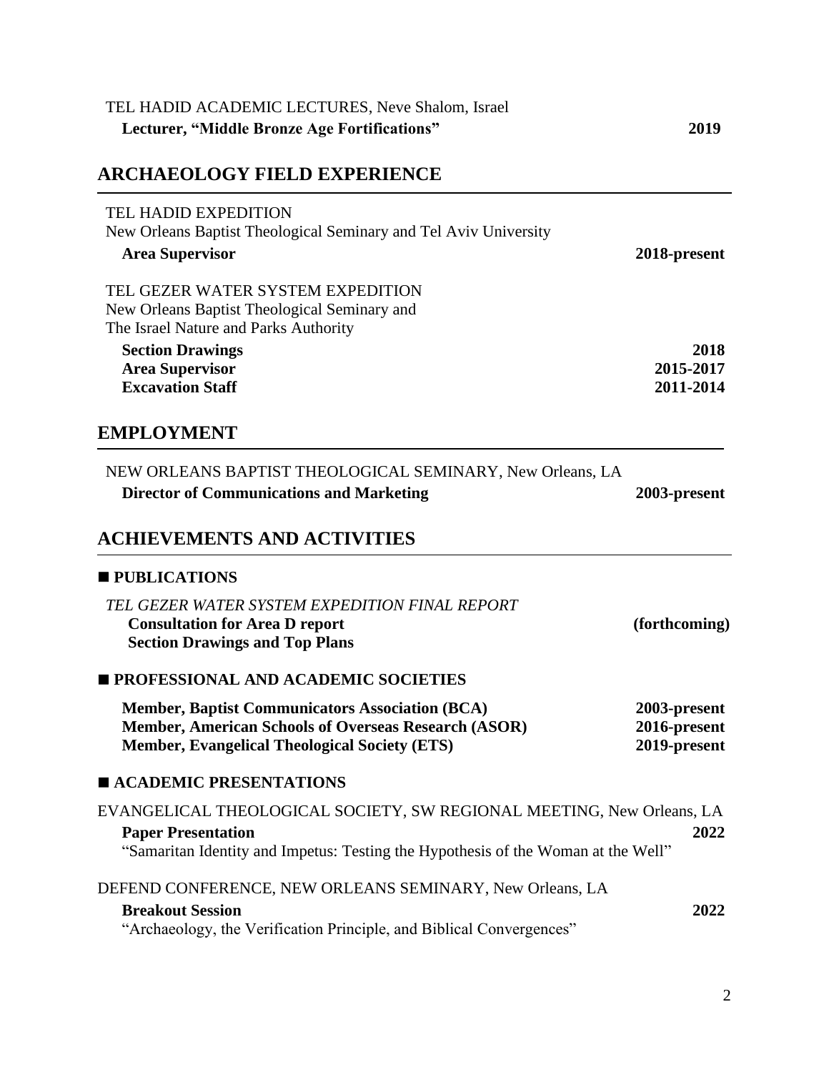TEL HADID ACADEMIC LECTURES, Neve Shalom, Israel
**Lecturer, "Middle Bronze Age Fortifications"** **2019**

## ARCHAEOLOGY FIELD EXPERIENCE

TEL HADID EXPEDITION
New Orleans Baptist Theological Seminary and Tel Aviv University
**Area Supervisor** **2018-present**

TEL GEZER WATER SYSTEM EXPEDITION
New Orleans Baptist Theological Seminary and
The Israel Nature and Parks Authority
**Section Drawings** **2018**
**Area Supervisor** **2015-2017**
**Excavation Staff** **2011-2014**

## EMPLOYMENT

NEW ORLEANS BAPTIST THEOLOGICAL SEMINARY, New Orleans, LA
**Director of Communications and Marketing** **2003-present**

## ACHIEVEMENTS AND ACTIVITIES

### ■ PUBLICATIONS

*TEL GEZER WATER SYSTEM EXPEDITION FINAL REPORT*
**Consultation for Area D report** **(forthcoming)**
**Section Drawings and Top Plans**

### ■ PROFESSIONAL AND ACADEMIC SOCIETIES

**Member, Baptist Communicators Association (BCA)** **2003-present**
**Member, American Schools of Overseas Research (ASOR)** **2016-present**
**Member, Evangelical Theological Society (ETS)** **2019-present**

### ■ ACADEMIC PRESENTATIONS

EVANGELICAL THEOLOGICAL SOCIETY, SW REGIONAL MEETING, New Orleans, LA
**Paper Presentation** **2022**
"Samaritan Identity and Impetus: Testing the Hypothesis of the Woman at the Well"

DEFEND CONFERENCE, NEW ORLEANS SEMINARY, New Orleans, LA
**Breakout Session** **2022**
"Archaeology, the Verification Principle, and Biblical Convergences"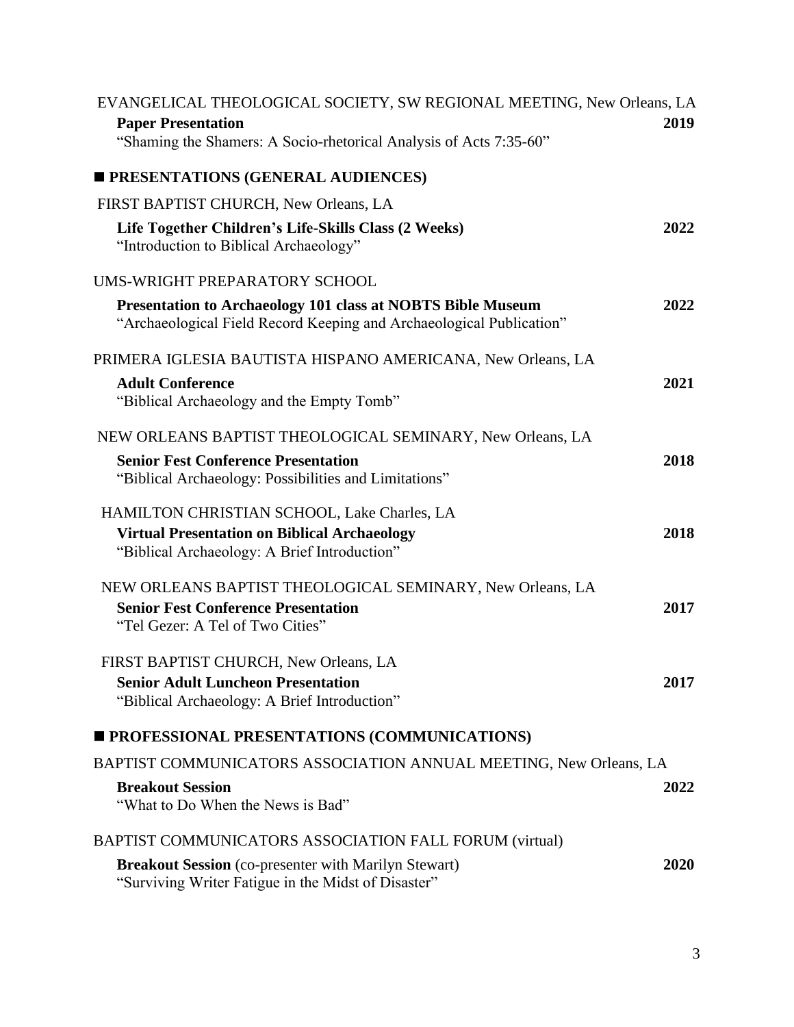EVANGELICAL THEOLOGICAL SOCIETY, SW REGIONAL MEETING, New Orleans, LA

**Paper Presentation** **2019**
"Shaming the Shamers: A Socio-rhetorical Analysis of Acts 7:35-60"

## ■ PRESENTATIONS (GENERAL AUDIENCES)

FIRST BAPTIST CHURCH, New Orleans, LA

**Life Together Children's Life-Skills Class (2 Weeks)** **2022**
"Introduction to Biblical Archaeology"

UMS-WRIGHT PREPARATORY SCHOOL

**Presentation to Archaeology 101 class at NOBTS Bible Museum** **2022**
"Archaeological Field Record Keeping and Archaeological Publication"

PRIMERA IGLESIA BAUTISTA HISPANO AMERICANA, New Orleans, LA

**Adult Conference** **2021**
"Biblical Archaeology and the Empty Tomb"

NEW ORLEANS BAPTIST THEOLOGICAL SEMINARY, New Orleans, LA

**Senior Fest Conference Presentation** **2018**
"Biblical Archaeology: Possibilities and Limitations"

HAMILTON CHRISTIAN SCHOOL, Lake Charles, LA

**Virtual Presentation on Biblical Archaeology** **2018**
"Biblical Archaeology: A Brief Introduction"

NEW ORLEANS BAPTIST THEOLOGICAL SEMINARY, New Orleans, LA

**Senior Fest Conference Presentation** **2017**
"Tel Gezer: A Tel of Two Cities"

FIRST BAPTIST CHURCH, New Orleans, LA

**Senior Adult Luncheon Presentation** **2017**
"Biblical Archaeology: A Brief Introduction"

## ■ PROFESSIONAL PRESENTATIONS (COMMUNICATIONS)

BAPTIST COMMUNICATORS ASSOCIATION ANNUAL MEETING, New Orleans, LA

**Breakout Session** **2022**
"What to Do When the News is Bad"

BAPTIST COMMUNICATORS ASSOCIATION FALL FORUM (virtual)

**Breakout Session** (co-presenter with Marilyn Stewart) **2020**
"Surviving Writer Fatigue in the Midst of Disaster"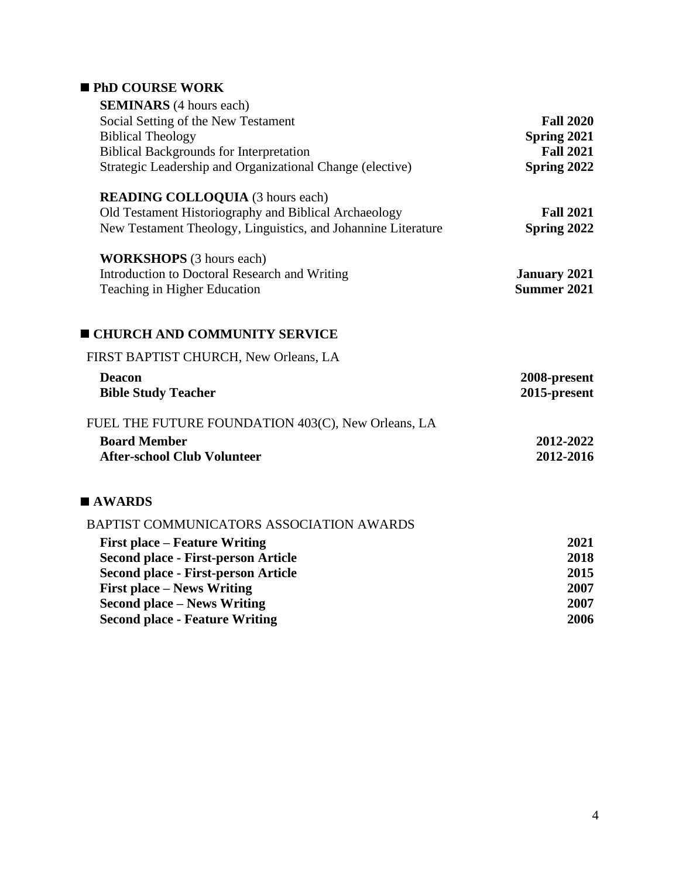## ■ PhD COURSE WORK

**SEMINARS** (4 hours each)

| | |
|---|---|
| Social Setting of the New Testament | **Fall 2020** |
| Biblical Theology | **Spring 2021** |
| Biblical Backgrounds for Interpretation | **Fall 2021** |
| Strategic Leadership and Organizational Change (elective) | **Spring 2022** |

**READING COLLOQUIA** (3 hours each)

| | |
|---|---|
| Old Testament Historiography and Biblical Archaeology | **Fall 2021** |
| New Testament Theology, Linguistics, and Johannine Literature | **Spring 2022** |

**WORKSHOPS** (3 hours each)

| | |
|---|---|
| Introduction to Doctoral Research and Writing | **January 2021** |
| Teaching in Higher Education | **Summer 2021** |

## ■ CHURCH AND COMMUNITY SERVICE

FIRST BAPTIST CHURCH, New Orleans, LA

| | |
|---|---|
| **Deacon** | **2008-present** |
| **Bible Study Teacher** | **2015-present** |

FUEL THE FUTURE FOUNDATION 403(C), New Orleans, LA

| | |
|---|---|
| **Board Member** | **2012-2022** |
| **After-school Club Volunteer** | **2012-2016** |

## ■ AWARDS

BAPTIST COMMUNICATORS ASSOCIATION AWARDS

| | |
|---|---|
| **First place – Feature Writing** | **2021** |
| **Second place - First-person Article** | **2018** |
| **Second place - First-person Article** | **2015** |
| **First place – News Writing** | **2007** |
| **Second place – News Writing** | **2007** |
| **Second place - Feature Writing** | **2006** |